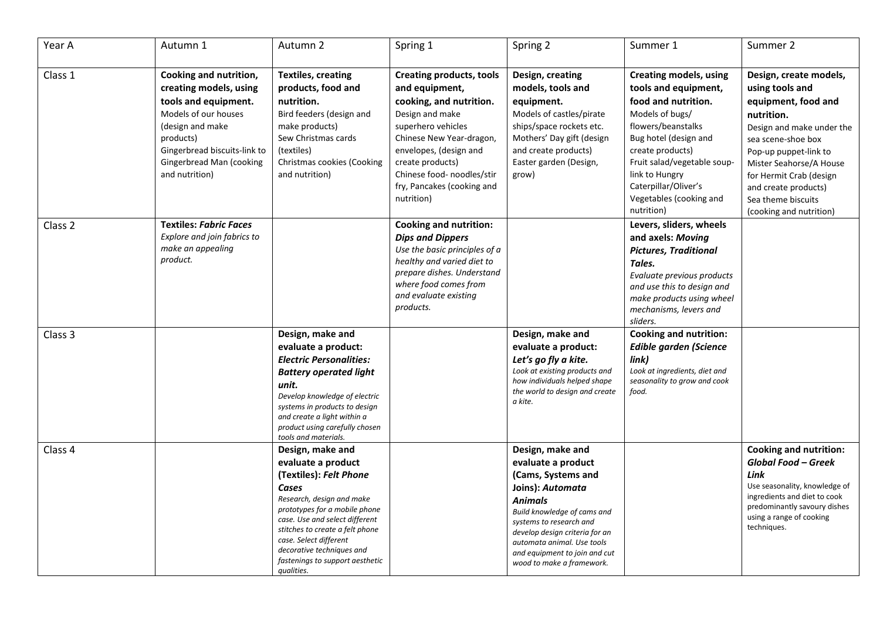| Year A | Autumn 1 | Autumn 2 | Spring 1 | Spring 2 | Summer 1 | Summer 2 |
|---|---|---|---|---|---|---|
| Class 1 | **Cooking and nutrition, creating models, using tools and equipment.** Models of our houses (design and make products) Gingerbread biscuits-link to Gingerbread Man (cooking and nutrition) | **Textiles, creating products, food and nutrition.** Bird feeders (design and make products) Sew Christmas cards (textiles) Christmas cookies (Cooking and nutrition) | **Creating products, tools and equipment, cooking, and nutrition.** Design and make superhero vehicles Chinese New Year-dragon, envelopes, (design and create products) Chinese food- noodles/stir fry, Pancakes (cooking and nutrition) | **Design, creating models, tools and equipment.** Models of castles/pirate ships/space rockets etc. Mothers' Day gift (design and create products) Easter garden (Design, grow) | **Creating models, using tools and equipment, food and nutrition.** Models of bugs/ flowers/beanstalks Bug hotel (design and create products) Fruit salad/vegetable soup-link to Hungry Caterpillar/Oliver's Vegetables (cooking and nutrition) | **Design, create models, using tools and equipment, food and nutrition.** Design and make under the sea scene-shoe box Pop-up puppet-link to Mister Seahorse/A House for Hermit Crab (design and create products) Sea theme biscuits (cooking and nutrition) |
| Class 2 | **Textiles: *Fabric Faces*** *Explore and join fabrics to make an appealing product.* | | **Cooking and nutrition: *Dips and Dippers*** *Use the basic principles of a healthy and varied diet to prepare dishes. Understand where food comes from and evaluate existing products.* | | **Levers, sliders, wheels and axels: *Moving Pictures, Traditional Tales.*** *Evaluate previous products and use this to design and make products using wheel mechanisms, levers and sliders.* | |
| Class 3 | | **Design, make and evaluate a product: *Electric Personalities: Battery operated light unit.*** *Develop knowledge of electric systems in products to design and create a light within a product using carefully chosen tools and materials.* | | **Design, make and evaluate a product: *Let's go fly a kite.*** *Look at existing products and how individuals helped shape the world to design and create a kite.* | **Cooking and nutrition: *Edible garden (Science link)*** *Look at ingredients, diet and seasonality to grow and cook food.* | |
| Class 4 | | **Design, make and evaluate a product (Textiles): *Felt Phone Cases*** *Research, design and make prototypes for a mobile phone case. Use and select different stitches to create a felt phone case. Select different decorative techniques and fastenings to support aesthetic qualities.* | | **Design, make and evaluate a product (Cams, Systems and Joins): *Automata Animals*** *Build knowledge of cams and systems to research and develop design criteria for an automata animal. Use tools and equipment to join and cut wood to make a framework.* | | **Cooking and nutrition: *Global Food – Greek Link*** Use seasonality, knowledge of ingredients and diet to cook predominantly savoury dishes using a range of cooking techniques. |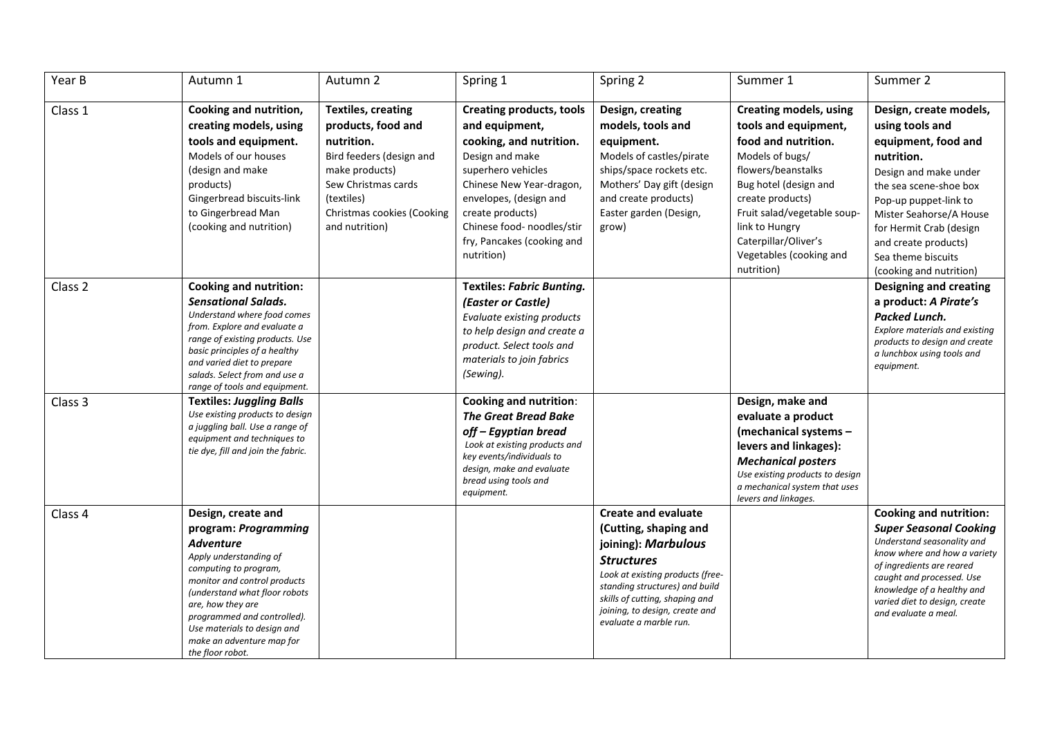| Year B | Autumn 1 | Autumn 2 | Spring 1 | Spring 2 | Summer 1 | Summer 2 |
|---|---|---|---|---|---|---|
| Class 1 | **Cooking and nutrition, creating models, using tools and equipment.** Models of our houses (design and make products) Gingerbread biscuits-link to Gingerbread Man (cooking and nutrition) | **Textiles, creating products, food and nutrition.** Bird feeders (design and make products) Sew Christmas cards (textiles) Christmas cookies (Cooking and nutrition) | **Creating products, tools and equipment, cooking, and nutrition.** Design and make superhero vehicles Chinese New Year-dragon, envelopes, (design and create products) Chinese food- noodles/stir fry, Pancakes (cooking and nutrition) | **Design, creating models, tools and equipment.** Models of castles/pirate ships/space rockets etc. Mothers' Day gift (design and create products) Easter garden (Design, grow) | **Creating models, using tools and equipment, food and nutrition.** Models of bugs/ flowers/beanstalks Bug hotel (design and create products) Fruit salad/vegetable soup-link to Hungry Caterpillar/Oliver's Vegetables (cooking and nutrition) | **Design, create models, using tools and equipment, food and nutrition.** Design and make under the sea scene-shoe box Pop-up puppet-link to Mister Seahorse/A House for Hermit Crab (design and create products) Sea theme biscuits (cooking and nutrition) |
| Class 2 | **Cooking and nutrition: *Sensational Salads.*** *Understand where food comes from. Explore and evaluate a range of existing products. Use basic principles of a healthy and varied diet to prepare salads. Select from and use a range of tools and equipment.* | | **Textiles: *Fabric Bunting. (Easter or Castle)*** *Evaluate existing products to help design and create a product. Select tools and materials to join fabrics (Sewing).* | | | **Designing and creating a product: *A Pirate's Packed Lunch.*** *Explore materials and existing products to design and create a lunchbox using tools and equipment.* |
| Class 3 | **Textiles: *Juggling Balls*** *Use existing products to design a juggling ball. Use a range of equipment and techniques to tie dye, fill and join the fabric.* | | **Cooking and nutrition: *The Great Bread Bake off – Egyptian bread*** *Look at existing products and key events/individuals to design, make and evaluate bread using tools and equipment.* | | **Design, make and evaluate a product (mechanical systems – levers and linkages): *Mechanical posters*** *Use existing products to design a mechanical system that uses levers and linkages.* | |
| Class 4 | **Design, create and program: *Programming Adventure*** *Apply understanding of computing to program, monitor and control products (understand what floor robots are, how they are programmed and controlled). Use materials to design and make an adventure map for the floor robot.* | | | **Create and evaluate (Cutting, shaping and joining): *Marbulous Structures*** *Look at existing products (free-standing structures) and build skills of cutting, shaping and joining, to design, create and evaluate a marble run.* | | **Cooking and nutrition: *Super Seasonal Cooking*** *Understand seasonality and know where and how a variety of ingredients are reared caught and processed. Use knowledge of a healthy and varied diet to design, create and evaluate a meal.* |